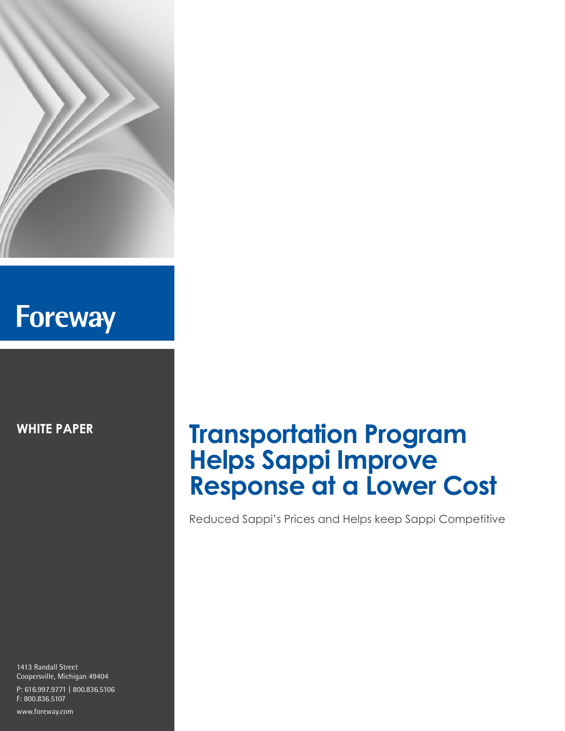Foreway

**WHITE PAPER**

# Transportation Program Helps Sappi Improve Response at a Lower Cost

Reduced Sappi's Prices and Helps keep Sappi Competitive

1413 Randall Street
Coopersville, Michigan 49404

P: 616.997.9771 | 800.836.5106
F: 800.836.5107

www.foreway.com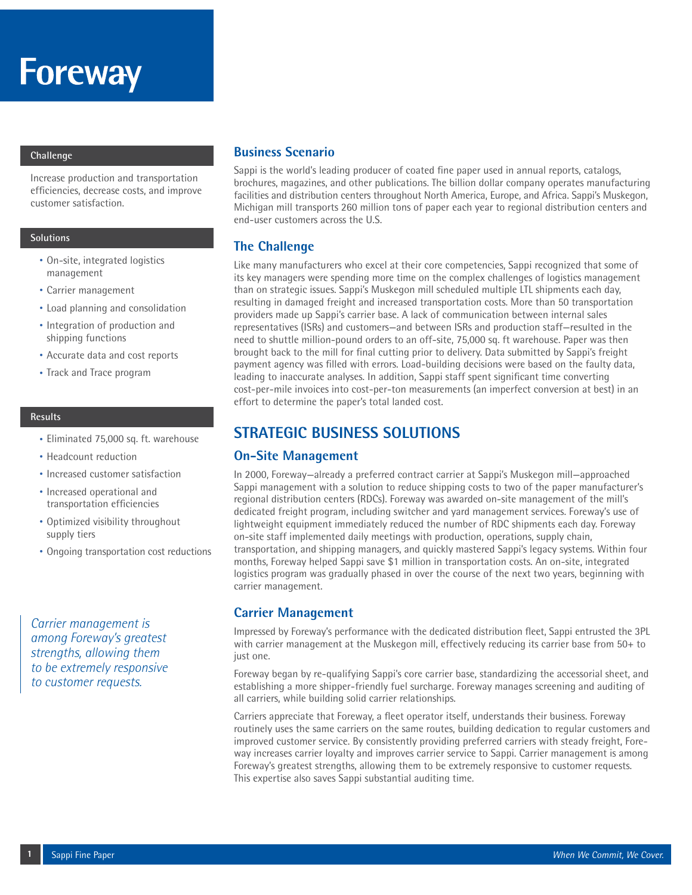# Foreway

## Challenge

Increase production and transportation efficiencies, decrease costs, and improve customer satisfaction.

## Solutions

- On-site, integrated logistics management
- Carrier management
- Load planning and consolidation
- Integration of production and shipping functions
- Accurate data and cost reports
- Track and Trace program

## Results

- Eliminated 75,000 sq. ft. warehouse
- Headcount reduction
- Increased customer satisfaction
- Increased operational and transportation efficiencies
- Optimized visibility throughout supply tiers
- Ongoing transportation cost reductions

*Carrier management is among Foreway's greatest strengths, allowing them to be extremely responsive to customer requests.*

## Business Scenario

Sappi is the world's leading producer of coated fine paper used in annual reports, catalogs, brochures, magazines, and other publications. The billion dollar company operates manufacturing facilities and distribution centers throughout North America, Europe, and Africa. Sappi's Muskegon, Michigan mill transports 260 million tons of paper each year to regional distribution centers and end-user customers across the U.S.

## The Challenge

Like many manufacturers who excel at their core competencies, Sappi recognized that some of its key managers were spending more time on the complex challenges of logistics management than on strategic issues. Sappi's Muskegon mill scheduled multiple LTL shipments each day, resulting in damaged freight and increased transportation costs. More than 50 transportation providers made up Sappi's carrier base. A lack of communication between internal sales representatives (ISRs) and customers—and between ISRs and production staff—resulted in the need to shuttle million-pound orders to an off-site, 75,000 sq. ft warehouse. Paper was then brought back to the mill for final cutting prior to delivery. Data submitted by Sappi's freight payment agency was filled with errors. Load-building decisions were based on the faulty data, leading to inaccurate analyses. In addition, Sappi staff spent significant time converting cost-per-mile invoices into cost-per-ton measurements (an imperfect conversion at best) in an effort to determine the paper's total landed cost.

# STRATEGIC BUSINESS SOLUTIONS

## On-Site Management

In 2000, Foreway—already a preferred contract carrier at Sappi's Muskegon mill—approached Sappi management with a solution to reduce shipping costs to two of the paper manufacturer's regional distribution centers (RDCs). Foreway was awarded on-site management of the mill's dedicated freight program, including switcher and yard management services. Foreway's use of lightweight equipment immediately reduced the number of RDC shipments each day. Foreway on-site staff implemented daily meetings with production, operations, supply chain, transportation, and shipping managers, and quickly mastered Sappi's legacy systems. Within four months, Foreway helped Sappi save $1 million in transportation costs. An on-site, integrated logistics program was gradually phased in over the course of the next two years, beginning with carrier management.

## Carrier Management

Impressed by Foreway's performance with the dedicated distribution fleet, Sappi entrusted the 3PL with carrier management at the Muskegon mill, effectively reducing its carrier base from 50+ to just one.

Foreway began by re-qualifying Sappi's core carrier base, standardizing the accessorial sheet, and establishing a more shipper-friendly fuel surcharge. Foreway manages screening and auditing of all carriers, while building solid carrier relationships.

Carriers appreciate that Foreway, a fleet operator itself, understands their business. Foreway routinely uses the same carriers on the same routes, building dedication to regular customers and improved customer service. By consistently providing preferred carriers with steady freight, Foreway increases carrier loyalty and improves carrier service to Sappi. Carrier management is among Foreway's greatest strengths, allowing them to be extremely responsive to customer requests. This expertise also saves Sappi substantial auditing time.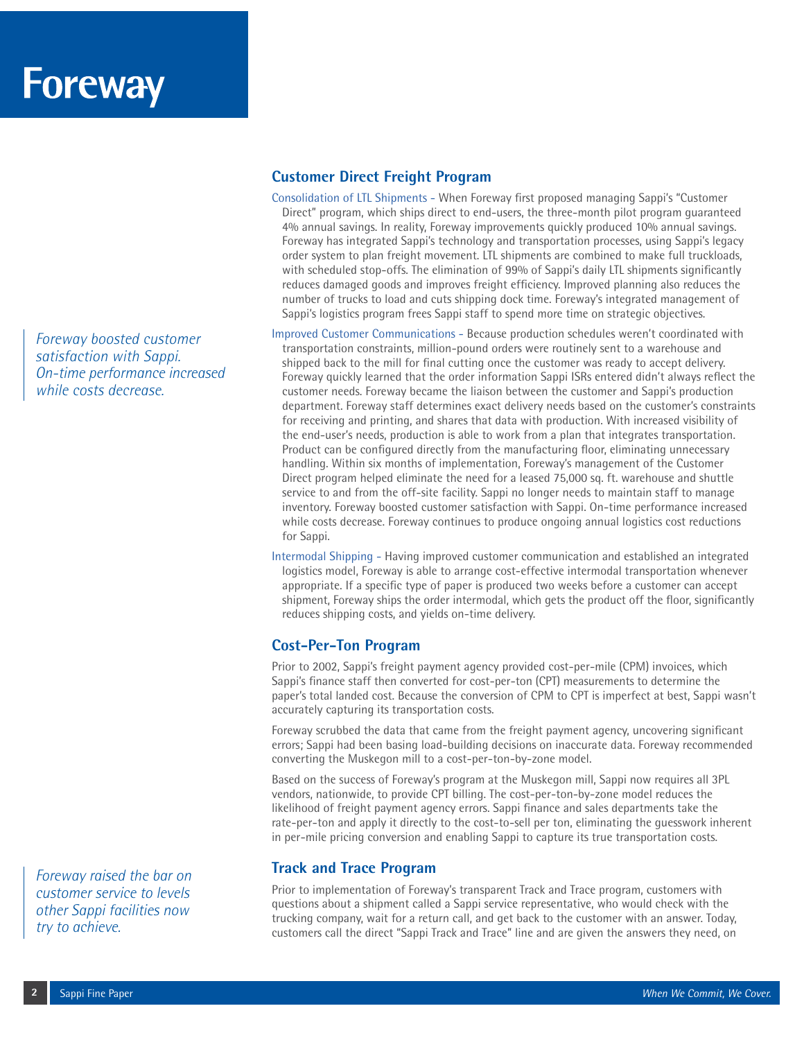# Foreway

*Foreway boosted customer satisfaction with Sappi. On-time performance increased while costs decrease.*

*Foreway raised the bar on customer service to levels other Sappi facilities now try to achieve.*

## Customer Direct Freight Program

Consolidation of LTL Shipments - When Foreway first proposed managing Sappi's "Customer Direct" program, which ships direct to end-users, the three-month pilot program guaranteed 4% annual savings. In reality, Foreway improvements quickly produced 10% annual savings. Foreway has integrated Sappi's technology and transportation processes, using Sappi's legacy order system to plan freight movement. LTL shipments are combined to make full truckloads, with scheduled stop-offs. The elimination of 99% of Sappi's daily LTL shipments significantly reduces damaged goods and improves freight efficiency. Improved planning also reduces the number of trucks to load and cuts shipping dock time. Foreway's integrated management of Sappi's logistics program frees Sappi staff to spend more time on strategic objectives.

Improved Customer Communications - Because production schedules weren't coordinated with transportation constraints, million-pound orders were routinely sent to a warehouse and shipped back to the mill for final cutting once the customer was ready to accept delivery. Foreway quickly learned that the order information Sappi ISRs entered didn't always reflect the customer needs. Foreway became the liaison between the customer and Sappi's production department. Foreway staff determines exact delivery needs based on the customer's constraints for receiving and printing, and shares that data with production. With increased visibility of the end-user's needs, production is able to work from a plan that integrates transportation. Product can be configured directly from the manufacturing floor, eliminating unnecessary handling. Within six months of implementation, Foreway's management of the Customer Direct program helped eliminate the need for a leased 75,000 sq. ft. warehouse and shuttle service to and from the off-site facility. Sappi no longer needs to maintain staff to manage inventory. Foreway boosted customer satisfaction with Sappi. On-time performance increased while costs decrease. Foreway continues to produce ongoing annual logistics cost reductions for Sappi.

Intermodal Shipping - Having improved customer communication and established an integrated logistics model, Foreway is able to arrange cost-effective intermodal transportation whenever appropriate. If a specific type of paper is produced two weeks before a customer can accept shipment, Foreway ships the order intermodal, which gets the product off the floor, significantly reduces shipping costs, and yields on-time delivery.

## Cost-Per-Ton Program

Prior to 2002, Sappi's freight payment agency provided cost-per-mile (CPM) invoices, which Sappi's finance staff then converted for cost-per-ton (CPT) measurements to determine the paper's total landed cost. Because the conversion of CPM to CPT is imperfect at best, Sappi wasn't accurately capturing its transportation costs.

Foreway scrubbed the data that came from the freight payment agency, uncovering significant errors; Sappi had been basing load-building decisions on inaccurate data. Foreway recommended converting the Muskegon mill to a cost-per-ton-by-zone model.

Based on the success of Foreway's program at the Muskegon mill, Sappi now requires all 3PL vendors, nationwide, to provide CPT billing. The cost-per-ton-by-zone model reduces the likelihood of freight payment agency errors. Sappi finance and sales departments take the rate-per-ton and apply it directly to the cost-to-sell per ton, eliminating the guesswork inherent in per-mile pricing conversion and enabling Sappi to capture its true transportation costs.

## Track and Trace Program

Prior to implementation of Foreway's transparent Track and Trace program, customers with questions about a shipment called a Sappi service representative, who would check with the trucking company, wait for a return call, and get back to the customer with an answer. Today, customers call the direct "Sappi Track and Trace" line and are given the answers they need, on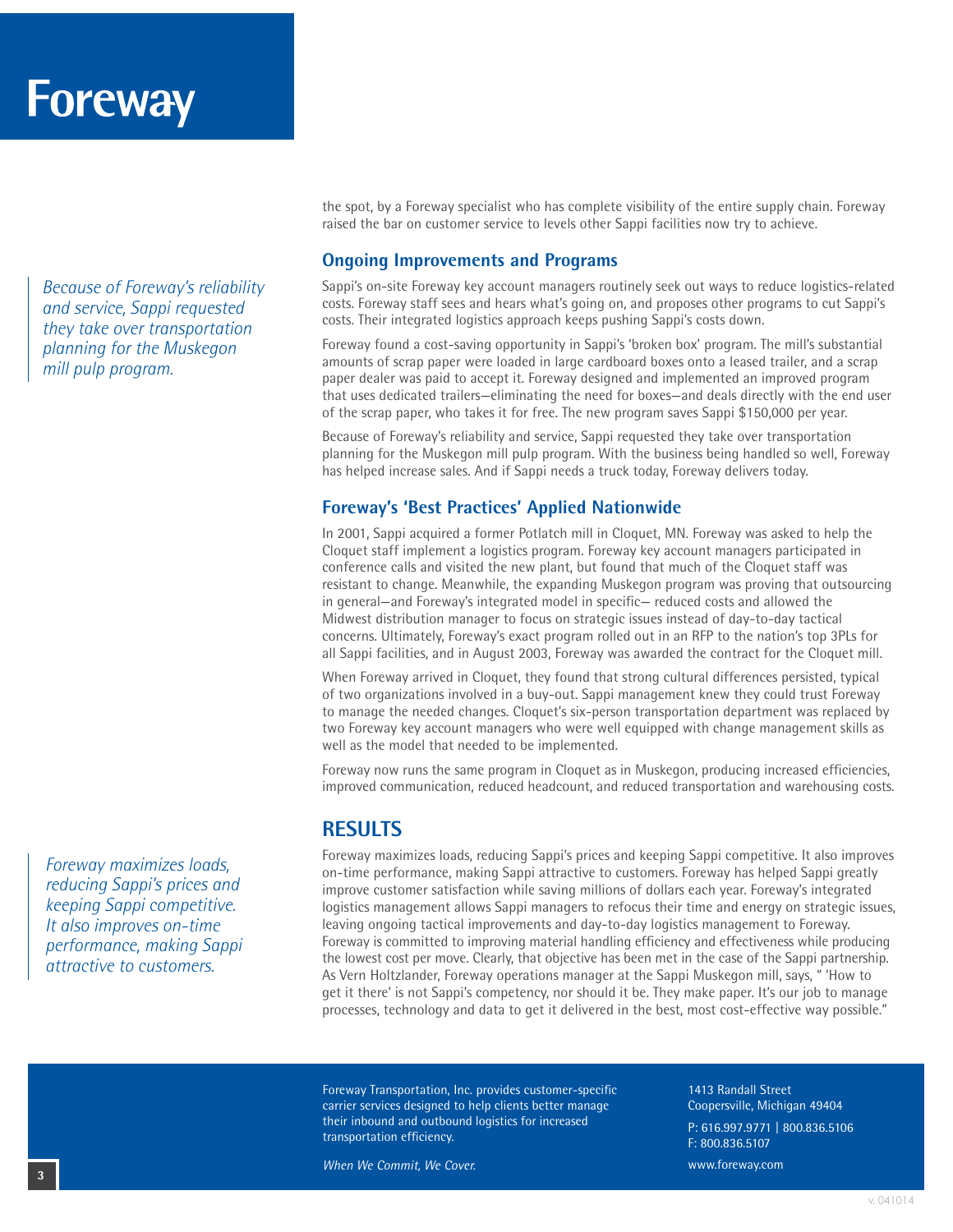the spot, by a Foreway specialist who has complete visibility of the entire supply chain. Foreway raised the bar on customer service to levels other Sappi facilities now try to achieve.

### Ongoing Improvements and Programs

Sappi's on-site Foreway key account managers routinely seek out ways to reduce logistics-related costs. Foreway staff sees and hears what's going on, and proposes other programs to cut Sappi's costs. Their integrated logistics approach keeps pushing Sappi's costs down.

Foreway found a cost-saving opportunity in Sappi's 'broken box' program. The mill's substantial amounts of scrap paper were loaded in large cardboard boxes onto a leased trailer, and a scrap paper dealer was paid to accept it. Foreway designed and implemented an improved program that uses dedicated trailers—eliminating the need for boxes—and deals directly with the end user of the scrap paper, who takes it for free. The new program saves Sappi $150,000 per year.

*Because of Foreway's reliability and service, Sappi requested they take over transportation planning for the Muskegon mill pulp program.*

Because of Foreway's reliability and service, Sappi requested they take over transportation planning for the Muskegon mill pulp program. With the business being handled so well, Foreway has helped increase sales. And if Sappi needs a truck today, Foreway delivers today.

### Foreway's 'Best Practices' Applied Nationwide

In 2001, Sappi acquired a former Potlatch mill in Cloquet, MN. Foreway was asked to help the Cloquet staff implement a logistics program. Foreway key account managers participated in conference calls and visited the new plant, but found that much of the Cloquet staff was resistant to change. Meanwhile, the expanding Muskegon program was proving that outsourcing in general—and Foreway's integrated model in specific— reduced costs and allowed the Midwest distribution manager to focus on strategic issues instead of day-to-day tactical concerns. Ultimately, Foreway's exact program rolled out in an RFP to the nation's top 3PLs for all Sappi facilities, and in August 2003, Foreway was awarded the contract for the Cloquet mill.

When Foreway arrived in Cloquet, they found that strong cultural differences persisted, typical of two organizations involved in a buy-out. Sappi management knew they could trust Foreway to manage the needed changes. Cloquet's six-person transportation department was replaced by two Foreway key account managers who were well equipped with change management skills as well as the model that needed to be implemented.

Foreway now runs the same program in Cloquet as in Muskegon, producing increased efficiencies, improved communication, reduced headcount, and reduced transportation and warehousing costs.

## RESULTS

*Foreway maximizes loads, reducing Sappi's prices and keeping Sappi competitive. It also improves on-time performance, making Sappi attractive to customers.*

Foreway maximizes loads, reducing Sappi's prices and keeping Sappi competitive. It also improves on-time performance, making Sappi attractive to customers. Foreway has helped Sappi greatly improve customer satisfaction while saving millions of dollars each year. Foreway's integrated logistics management allows Sappi managers to refocus their time and energy on strategic issues, leaving ongoing tactical improvements and day-to-day logistics management to Foreway. Foreway is committed to improving material handling efficiency and effectiveness while producing the lowest cost per move. Clearly, that objective has been met in the case of the Sappi partnership. As Vern Holtzlander, Foreway operations manager at the Sappi Muskegon mill, says, " 'How to get it there' is not Sappi's competency, nor should it be. They make paper. It's our job to manage processes, technology and data to get it delivered in the best, most cost-effective way possible."

Foreway Transportation, Inc. provides customer-specific carrier services designed to help clients better manage their inbound and outbound logistics for increased transportation efficiency.

*When We Commit, We Cover.*

1413 Randall Street
Coopersville, Michigan 49404

P: 616.997.9771 | 800.836.5106
F: 800.836.5107

www.foreway.com

v. 041014